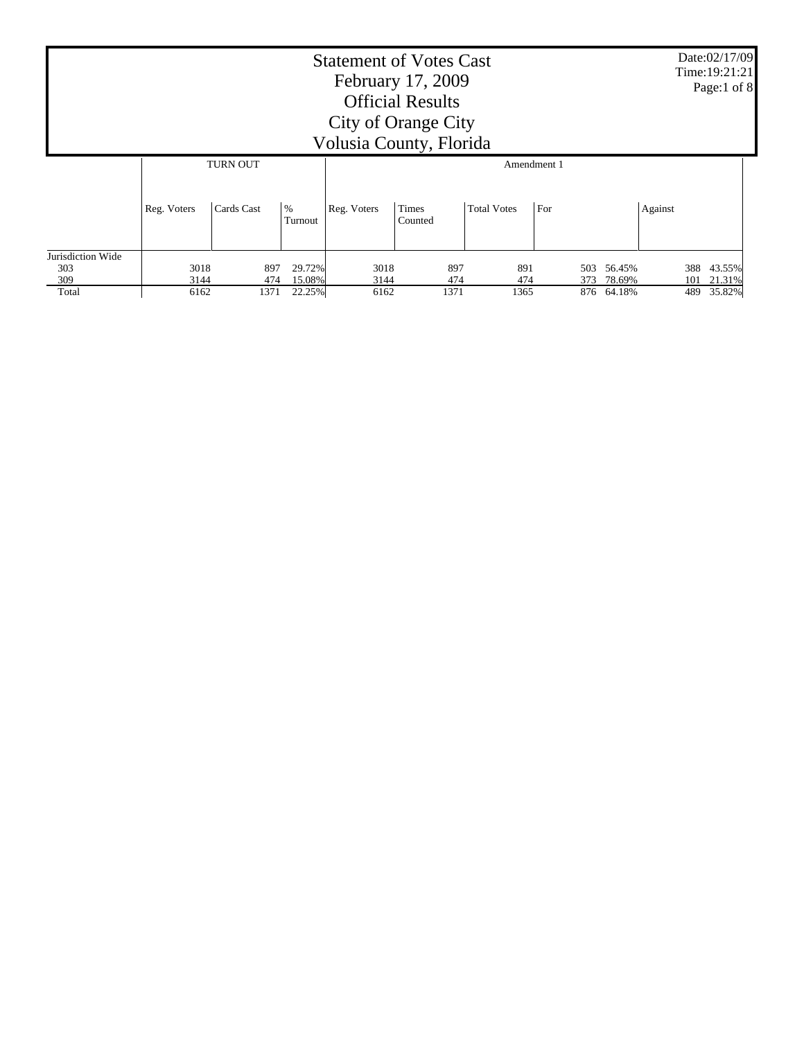# Statement of Votes Cast
## February 17, 2009
## Official Results
## City of Orange City
## Volusia County, Florida

Date:02/17/09
Time:19:21:21

| | TURN OUT | | | Amendment 1 | | | | | | |
|---|---|---|---|---|---|---|---|---|---|---|
| | Reg. Voters | Cards Cast | % Turnout | Reg. Voters | Times Counted | Total Votes | For | | Against | |
| Jurisdiction Wide | | | | | | | | | | |
| 303 | 3018 | 897 | 29.72% | 3018 | 897 | 891 | 503 | 56.45% | 388 | 43.55% |
| 309 | 3144 | 474 | 15.08% | 3144 | 474 | 474 | 373 | 78.69% | 101 | 21.31% |
| Total | 6162 | 1371 | 22.25% | 6162 | 1371 | 1365 | 876 | 64.18% | 489 | 35.82% |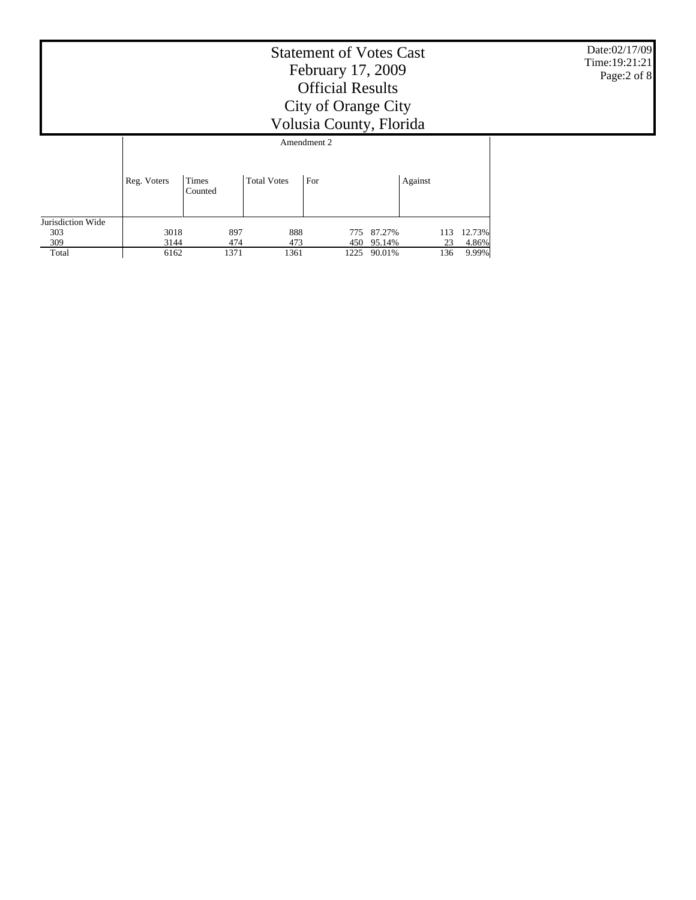# Statement of Votes Cast
## February 17, 2009
## Official Results
## City of Orange City
## Volusia County, Florida

Date:02/17/09
Time:19:21:21

| | Amendment 2 | | | | | | |
|---|---|---|---|---|---|---|---|
| | Reg. Voters | Times Counted | Total Votes | For | | Against | |
| Jurisdiction Wide | | | | | | | |
| 303 | 3018 | 897 | 888 | 775 | 87.27% | 113 | 12.73% |
| 309 | 3144 | 474 | 473 | 450 | 95.14% | 23 | 4.86% |
| Total | 6162 | 1371 | 1361 | 1225 | 90.01% | 136 | 9.99% |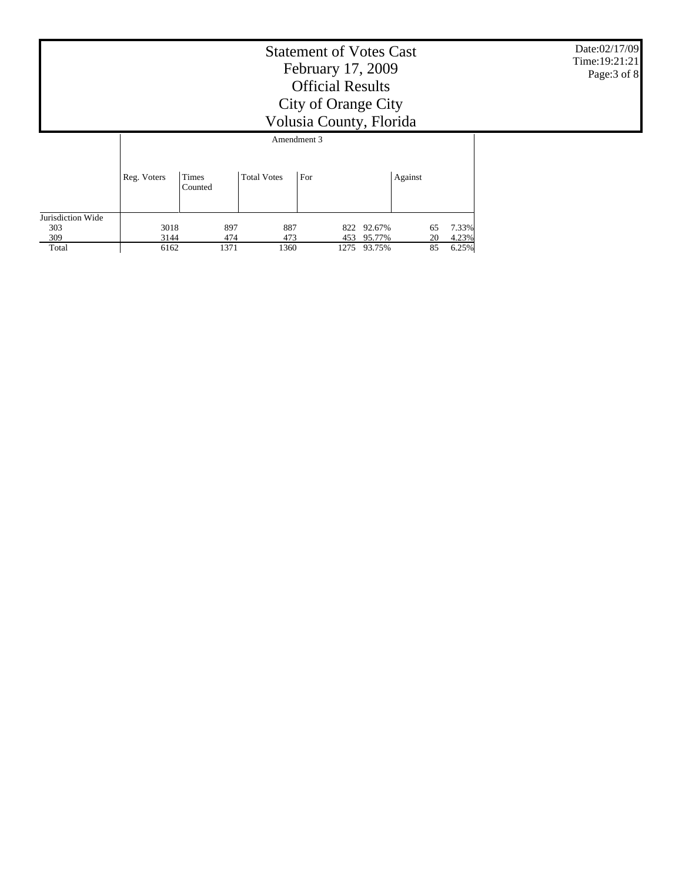# Statement of Votes Cast
## February 17, 2009
## Official Results
## City of Orange City
## Volusia County, Florida

Date:02/17/09
Time:19:21:21

| | Amendment 3 | | | | | | |
|---|---|---|---|---|---|---|---|
| | Reg. Voters | Times Counted | Total Votes | For | | Against | |
| Jurisdiction Wide | | | | | | | |
| 303 | 3018 | 897 | 887 | 822 | 92.67% | 65 | 7.33% |
| 309 | 3144 | 474 | 473 | 453 | 95.77% | 20 | 4.23% |
| Total | 6162 | 1371 | 1360 | 1275 | 93.75% | 85 | 6.25% |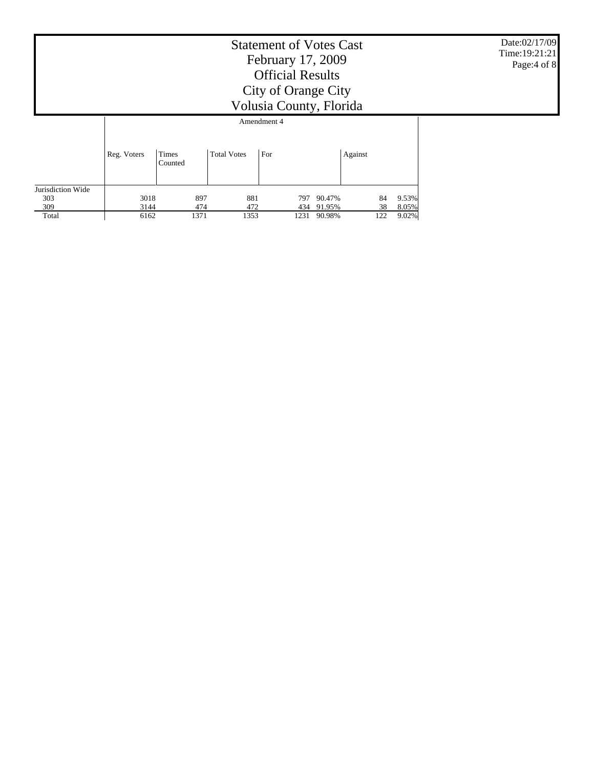# Statement of Votes Cast
## February 17, 2009
## Official Results
## City of Orange City
## Volusia County, Florida

| | Amendment 4 | | | | | | |
|---|---|---|---|---|---|---|---|
| | Reg. Voters | Times Counted | Total Votes | For | | Against | |
| Jurisdiction Wide | | | | | | | |
| 303 | 3018 | 897 | 881 | 797 | 90.47% | 84 | 9.53% |
| 309 | 3144 | 474 | 472 | 434 | 91.95% | 38 | 8.05% |
| Total | 6162 | 1371 | 1353 | 1231 | 90.98% | 122 | 9.02% |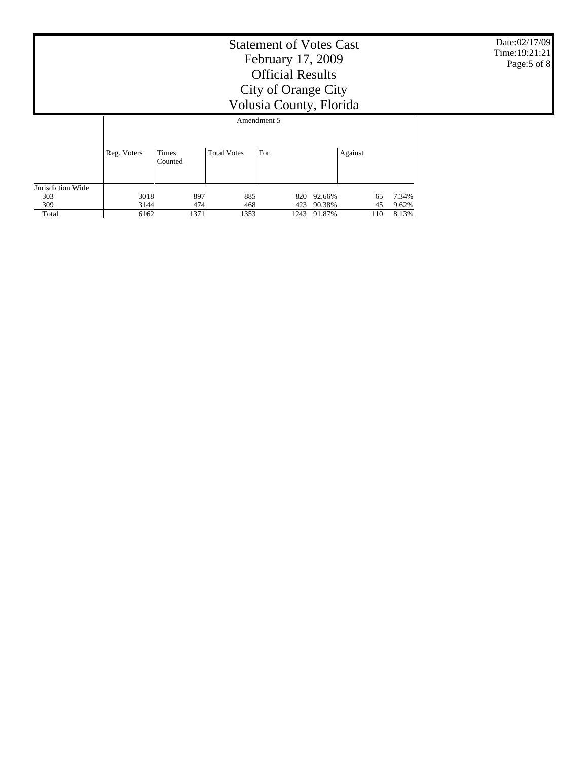# Statement of Votes Cast
## February 17, 2009
## Official Results
## City of Orange City
## Volusia County, Florida

Date:02/17/09
Time:19:21:21

| | Amendment 5 | | | | | | |
|---|---|---|---|---|---|---|---|
| | Reg. Voters | Times Counted | Total Votes | For | | Against | |
| Jurisdiction Wide | | | | | | | |
| 303 | 3018 | 897 | 885 | 820 | 92.66% | 65 | 7.34% |
| 309 | 3144 | 474 | 468 | 423 | 90.38% | 45 | 9.62% |
| Total | 6162 | 1371 | 1353 | 1243 | 91.87% | 110 | 8.13% |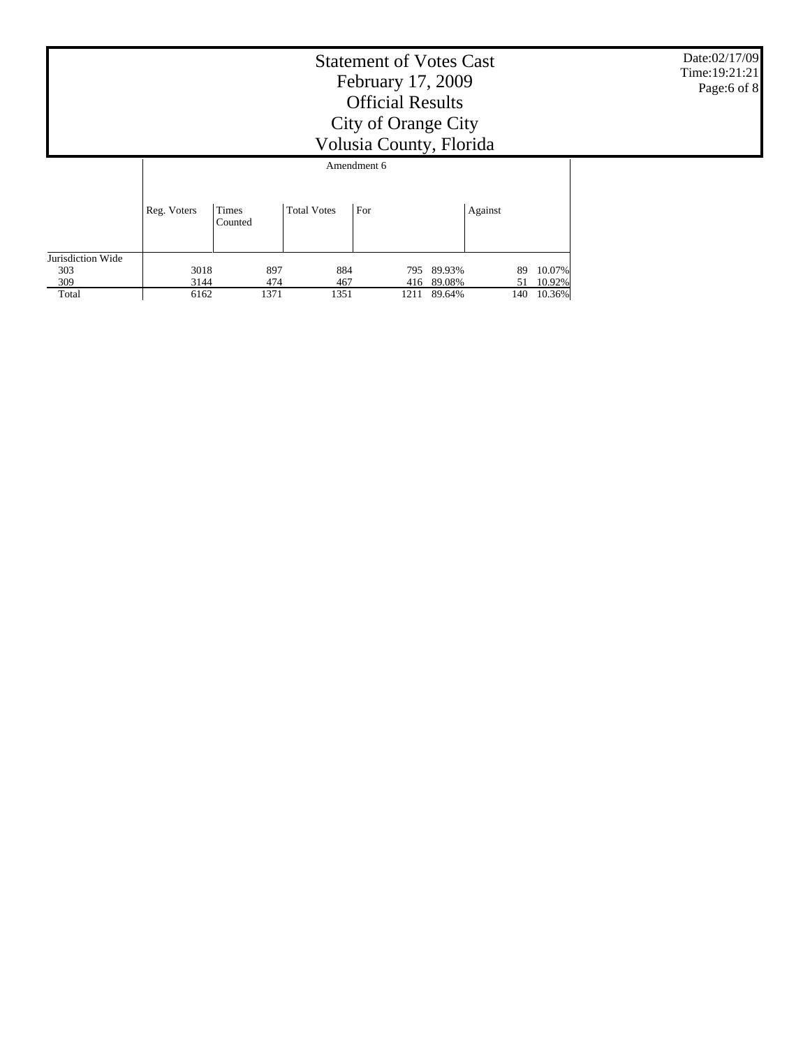# Statement of Votes Cast
## February 17, 2009
## Official Results
## City of Orange City
## Volusia County, Florida

Date:02/17/09
Time:19:21:21

| | Amendment 6 | | | | | | |
|---|---|---|---|---|---|---|---|
| | Reg. Voters | Times Counted | Total Votes | For | | Against | |
| Jurisdiction Wide | | | | | | | |
| 303 | 3018 | 897 | 884 | 795 | 89.93% | 89 | 10.07% |
| 309 | 3144 | 474 | 467 | 416 | 89.08% | 51 | 10.92% |
| Total | 6162 | 1371 | 1351 | 1211 | 89.64% | 140 | 10.36% |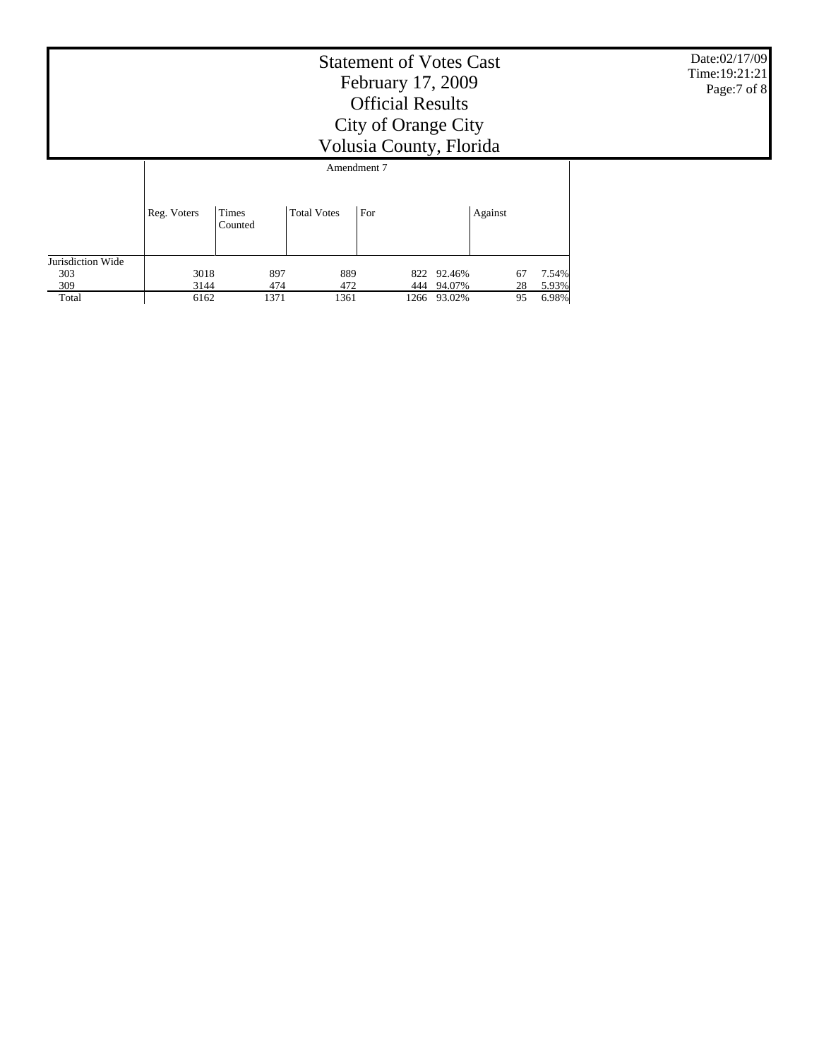# Statement of Votes Cast
## February 17, 2009
## Official Results
## City of Orange City
## Volusia County, Florida

Date:02/17/09
Time:19:21:21

| | Amendment 7 | | | | | | |
|---|---|---|---|---|---|---|---|
| | Reg. Voters | Times Counted | Total Votes | For | | Against | |
| Jurisdiction Wide | | | | | | | |
| 303 | 3018 | 897 | 889 | 822 | 92.46% | 67 | 7.54% |
| 309 | 3144 | 474 | 472 | 444 | 94.07% | 28 | 5.93% |
| Total | 6162 | 1371 | 1361 | 1266 | 93.02% | 95 | 6.98% |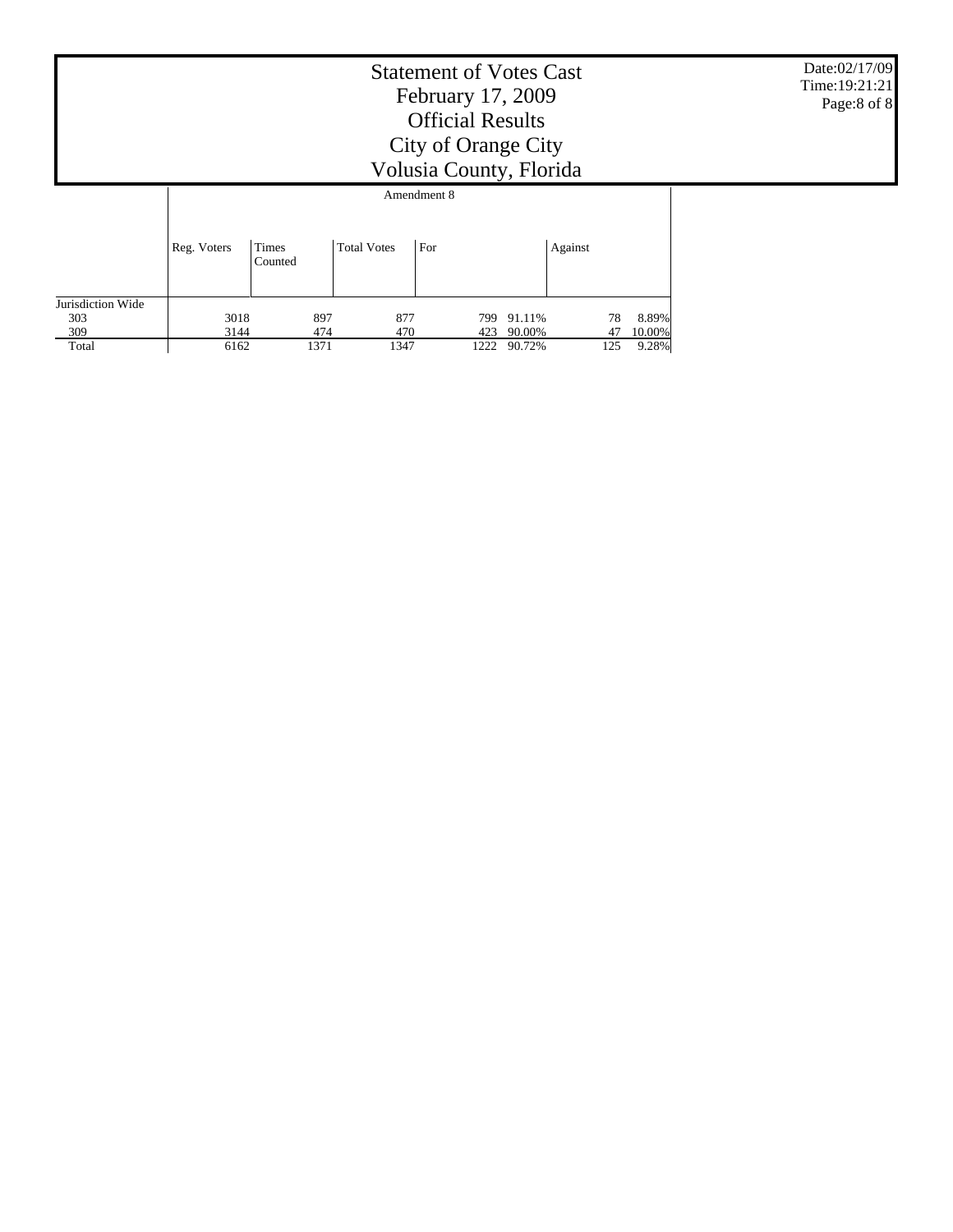# Statement of Votes Cast
# February 17, 2009
# Official Results
# City of Orange City
# Volusia County, Florida

Date:02/17/09
Time:19:21:21

| | Amendment 8 | | | | | | |
|---|---|---|---|---|---|---|---|
| | Reg. Voters | Times Counted | Total Votes | For | | Against | |
| Jurisdiction Wide | | | | | | | |
| 303 | 3018 | 897 | 877 | 799 | 91.11% | 78 | 8.89% |
| 309 | 3144 | 474 | 470 | 423 | 90.00% | 47 | 10.00% |
| Total | 6162 | 1371 | 1347 | 1222 | 90.72% | 125 | 9.28% |